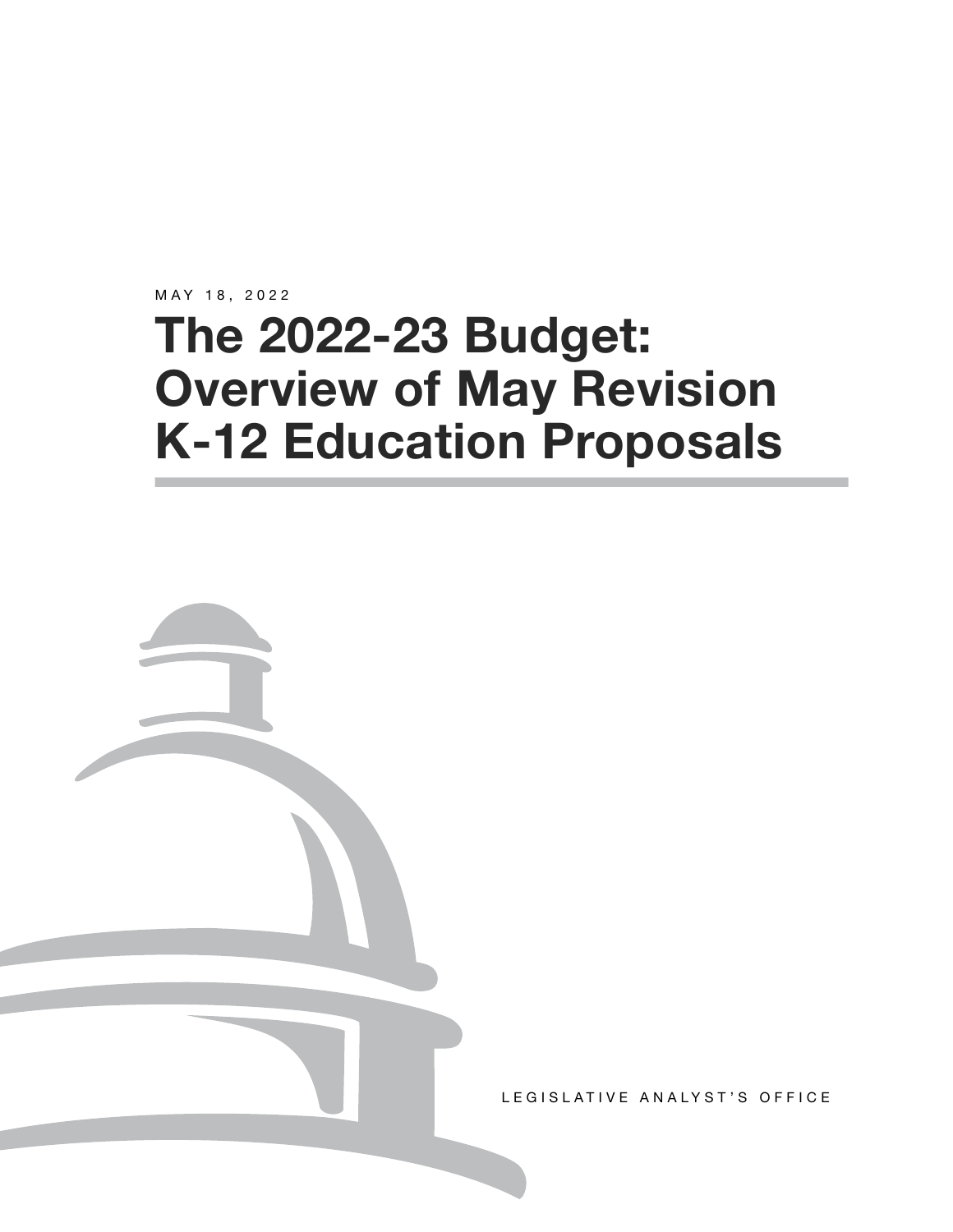MAY 18, 2022

# The 2022-23 Budget: Overview of May Revision K-12 Education Proposals

LEGISLATIVE ANALYST'S OFFICE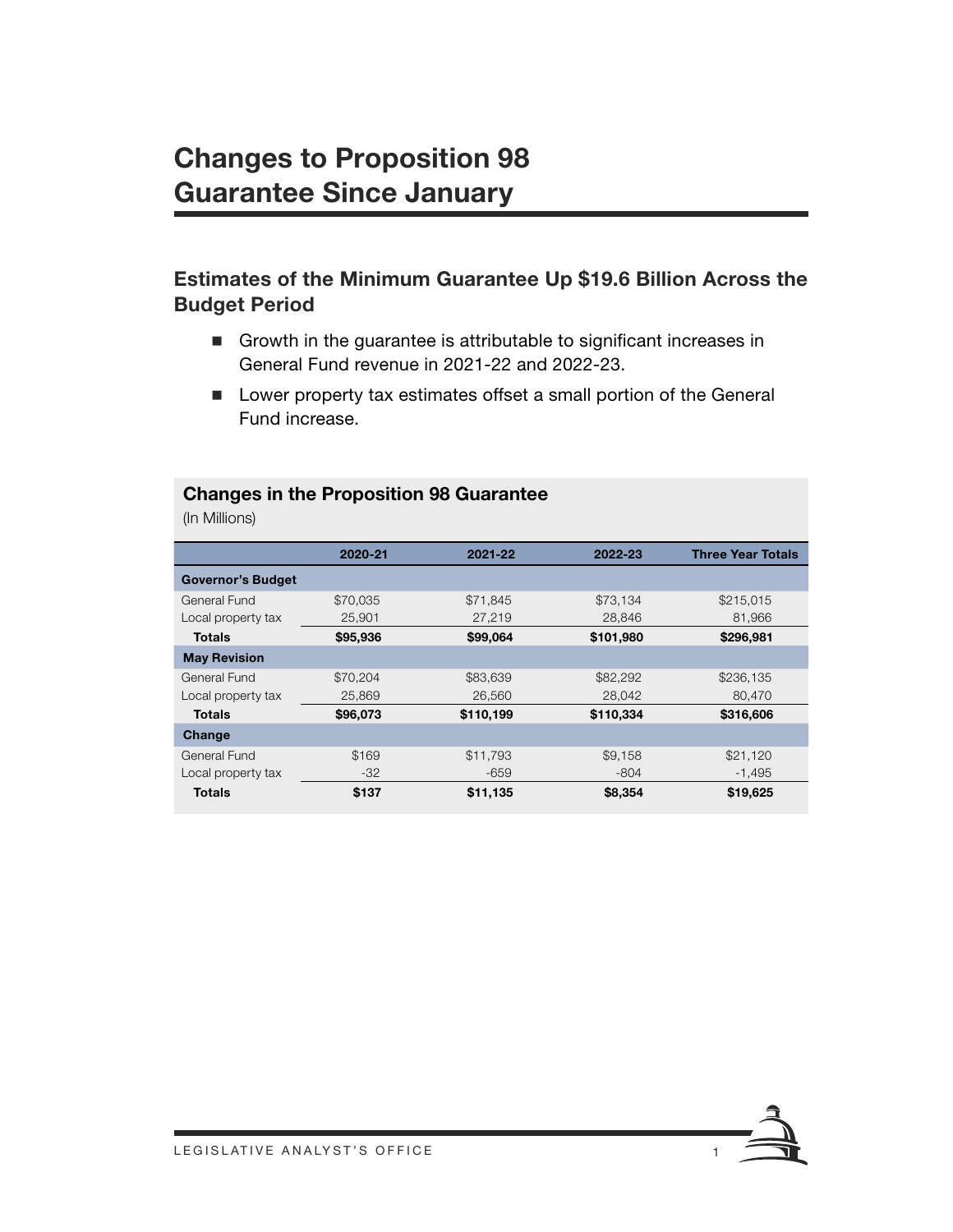# Changes to Proposition 98 Guarantee Since January

## Estimates of the Minimum Guarantee Up $19.6 Billion Across the Budget Period

- Growth in the guarantee is attributable to significant increases in General Fund revenue in 2021-22 and 2022-23.
- Lower property tax estimates offset a small portion of the General Fund increase.

**Changes in the Proposition 98 Guarantee**
(In Millions)

| | 2020-21 | 2021-22 | 2022-23 | Three Year Totals |
|---|---|---|---|---|
| **Governor's Budget** | | | | |
| General Fund | $70,035 | $71,845 | $73,134 | $215,015 |
| Local property tax | 25,901 | 27,219 | 28,846 | 81,966 |
| **Totals** | **$95,936** | **$99,064** | **$101,980** | **$296,981** |
| **May Revision** | | | | |
| General Fund | $70,204 | $83,639 | $82,292 | $236,135 |
| Local property tax | 25,869 | 26,560 | 28,042 | 80,470 |
| **Totals** | **$96,073** | **$110,199** | **$110,334** | **$316,606** |
| **Change** | | | | |
| General Fund | $169 | $11,793 | $9,158 | $21,120 |
| Local property tax | -32 | -659 | -804 | -1,495 |
| **Totals** | **$137** | **$11,135** | **$8,354** | **$19,625** |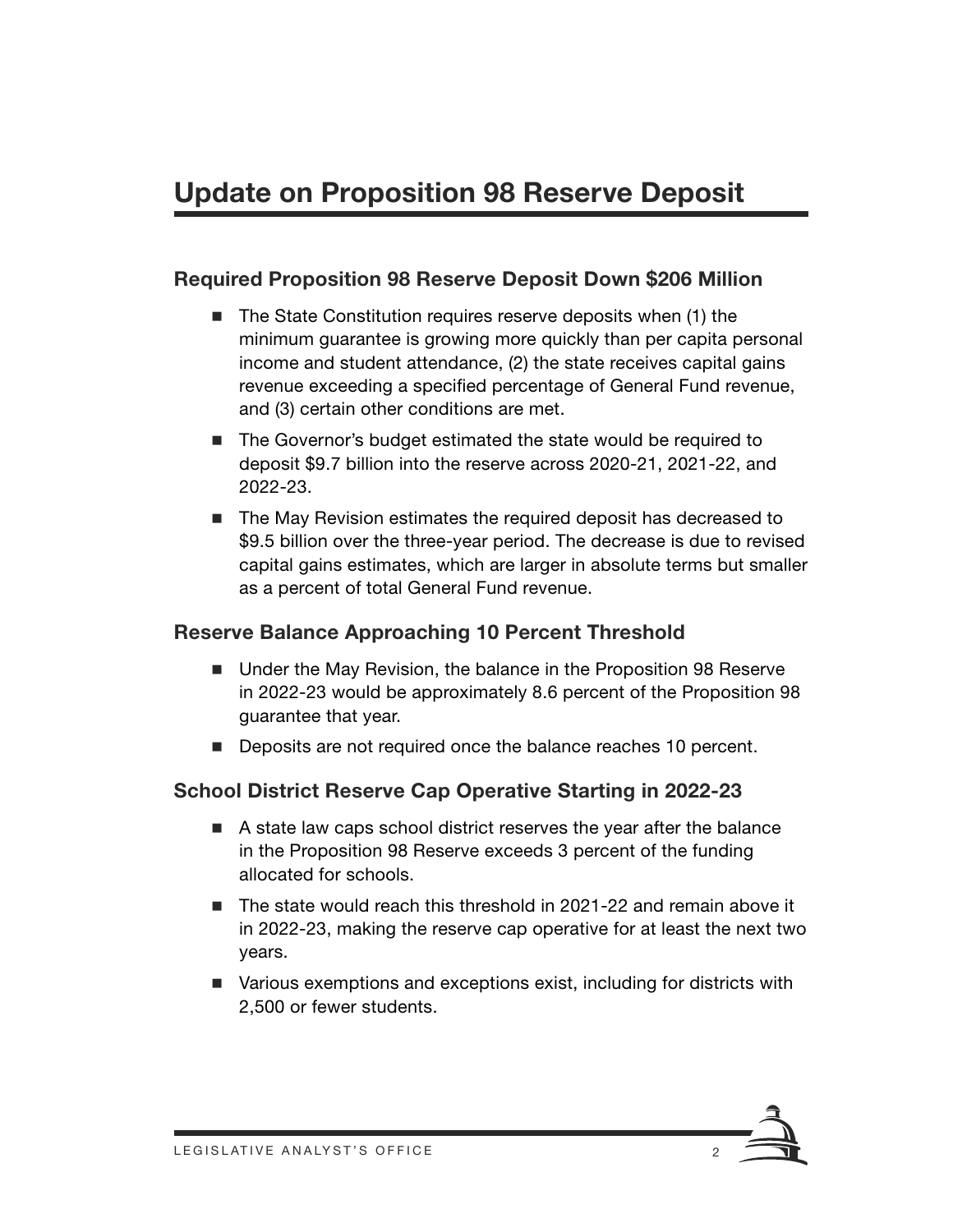# Update on Proposition 98 Reserve Deposit

## Required Proposition 98 Reserve Deposit Down $206 Million

- The State Constitution requires reserve deposits when (1) the minimum guarantee is growing more quickly than per capita personal income and student attendance, (2) the state receives capital gains revenue exceeding a specified percentage of General Fund revenue, and (3) certain other conditions are met.
- The Governor's budget estimated the state would be required to deposit $9.7 billion into the reserve across 2020-21, 2021-22, and 2022-23.
- The May Revision estimates the required deposit has decreased to $9.5 billion over the three-year period. The decrease is due to revised capital gains estimates, which are larger in absolute terms but smaller as a percent of total General Fund revenue.

## Reserve Balance Approaching 10 Percent Threshold

- Under the May Revision, the balance in the Proposition 98 Reserve in 2022-23 would be approximately 8.6 percent of the Proposition 98 guarantee that year.
- Deposits are not required once the balance reaches 10 percent.

## School District Reserve Cap Operative Starting in 2022-23

- A state law caps school district reserves the year after the balance in the Proposition 98 Reserve exceeds 3 percent of the funding allocated for schools.
- The state would reach this threshold in 2021-22 and remain above it in 2022-23, making the reserve cap operative for at least the next two years.
- Various exemptions and exceptions exist, including for districts with 2,500 or fewer students.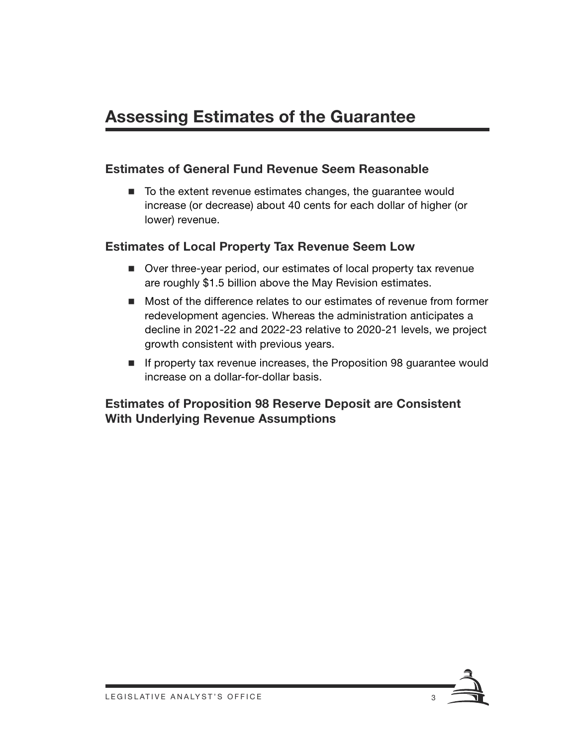# Assessing Estimates of the Guarantee

### Estimates of General Fund Revenue Seem Reasonable

- To the extent revenue estimates changes, the guarantee would increase (or decrease) about 40 cents for each dollar of higher (or lower) revenue.

### Estimates of Local Property Tax Revenue Seem Low

- Over three-year period, our estimates of local property tax revenue are roughly $1.5 billion above the May Revision estimates.
- Most of the difference relates to our estimates of revenue from former redevelopment agencies. Whereas the administration anticipates a decline in 2021-22 and 2022-23 relative to 2020-21 levels, we project growth consistent with previous years.
- If property tax revenue increases, the Proposition 98 guarantee would increase on a dollar-for-dollar basis.

### Estimates of Proposition 98 Reserve Deposit are Consistent With Underlying Revenue Assumptions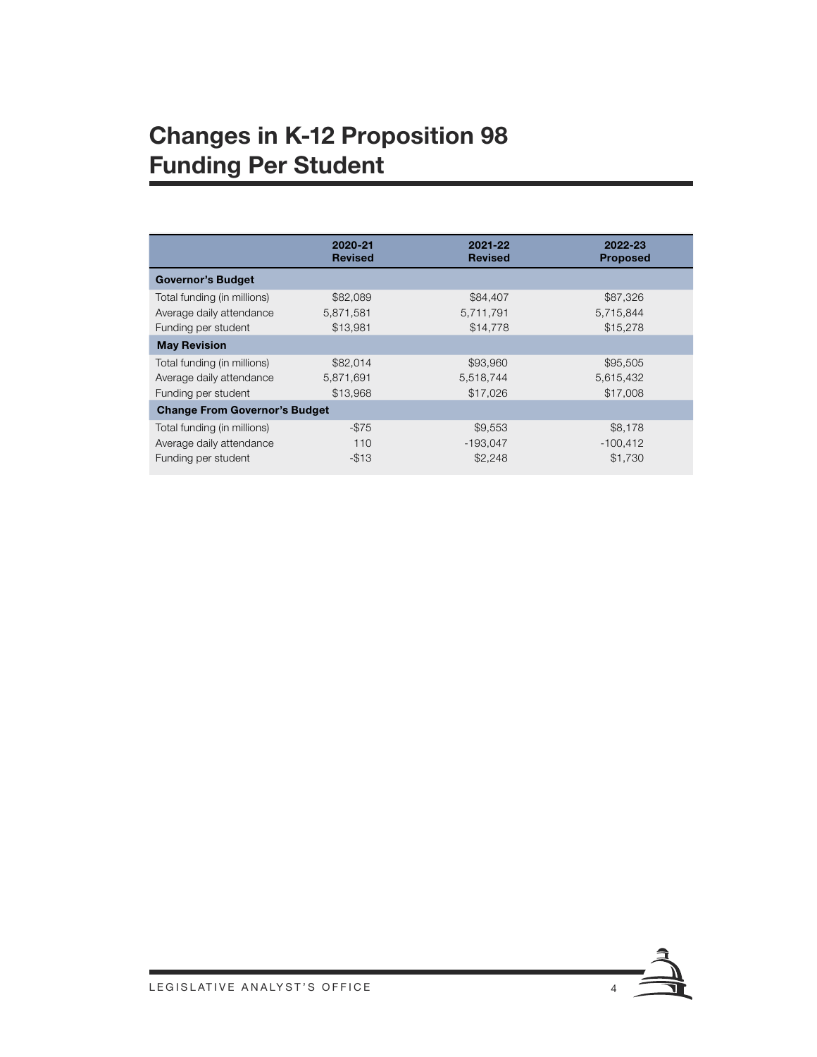# Changes in K-12 Proposition 98 Funding Per Student

| | 2020-21 Revised | 2021-22 Revised | 2022-23 Proposed |
|---|---|---|---|
| **Governor's Budget** | | | |
| Total funding (in millions) | $82,089 | $84,407 | $87,326 |
| Average daily attendance | 5,871,581 | 5,711,791 | 5,715,844 |
| Funding per student | $13,981 | $14,778 | $15,278 |
| **May Revision** | | | |
| Total funding (in millions) | $82,014 | $93,960 | $95,505 |
| Average daily attendance | 5,871,691 | 5,518,744 | 5,615,432 |
| Funding per student | $13,968 | $17,026 | $17,008 |
| **Change From Governor's Budget** | | | |
| Total funding (in millions) | -$75 | $9,553 | $8,178 |
| Average daily attendance | 110 | -193,047 | -100,412 |
| Funding per student | -$13 | $2,248 | $1,730 |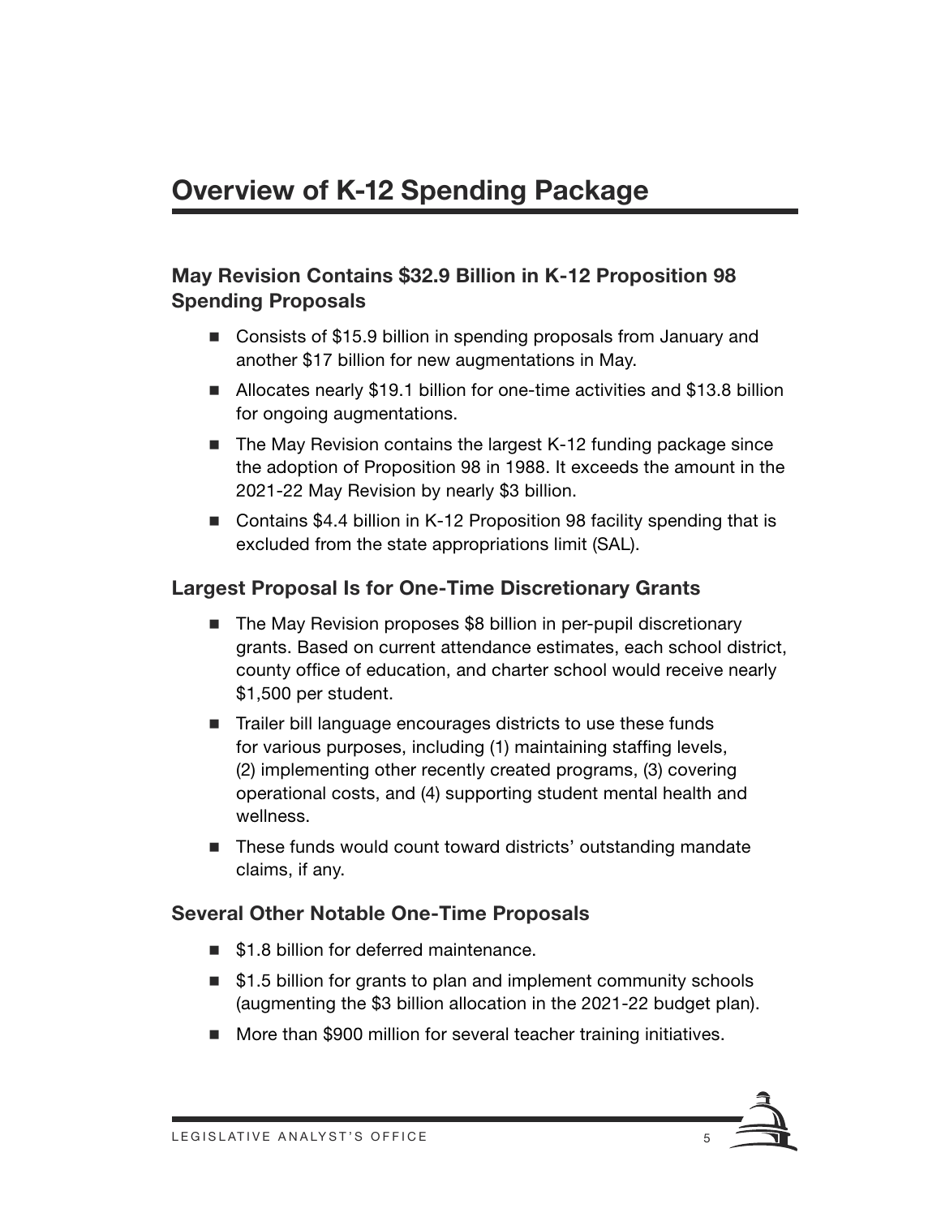# Overview of K-12 Spending Package

### May Revision Contains $32.9 Billion in K-12 Proposition 98 Spending Proposals

- Consists of $15.9 billion in spending proposals from January and another $17 billion for new augmentations in May.
- Allocates nearly $19.1 billion for one-time activities and $13.8 billion for ongoing augmentations.
- The May Revision contains the largest K-12 funding package since the adoption of Proposition 98 in 1988. It exceeds the amount in the 2021-22 May Revision by nearly $3 billion.
- Contains $4.4 billion in K-12 Proposition 98 facility spending that is excluded from the state appropriations limit (SAL).

### Largest Proposal Is for One-Time Discretionary Grants

- The May Revision proposes $8 billion in per-pupil discretionary grants. Based on current attendance estimates, each school district, county office of education, and charter school would receive nearly $1,500 per student.
- Trailer bill language encourages districts to use these funds for various purposes, including (1) maintaining staffing levels, (2) implementing other recently created programs, (3) covering operational costs, and (4) supporting student mental health and wellness.
- These funds would count toward districts' outstanding mandate claims, if any.

### Several Other Notable One-Time Proposals

- $1.8 billion for deferred maintenance.
- $1.5 billion for grants to plan and implement community schools (augmenting the $3 billion allocation in the 2021-22 budget plan).
- More than $900 million for several teacher training initiatives.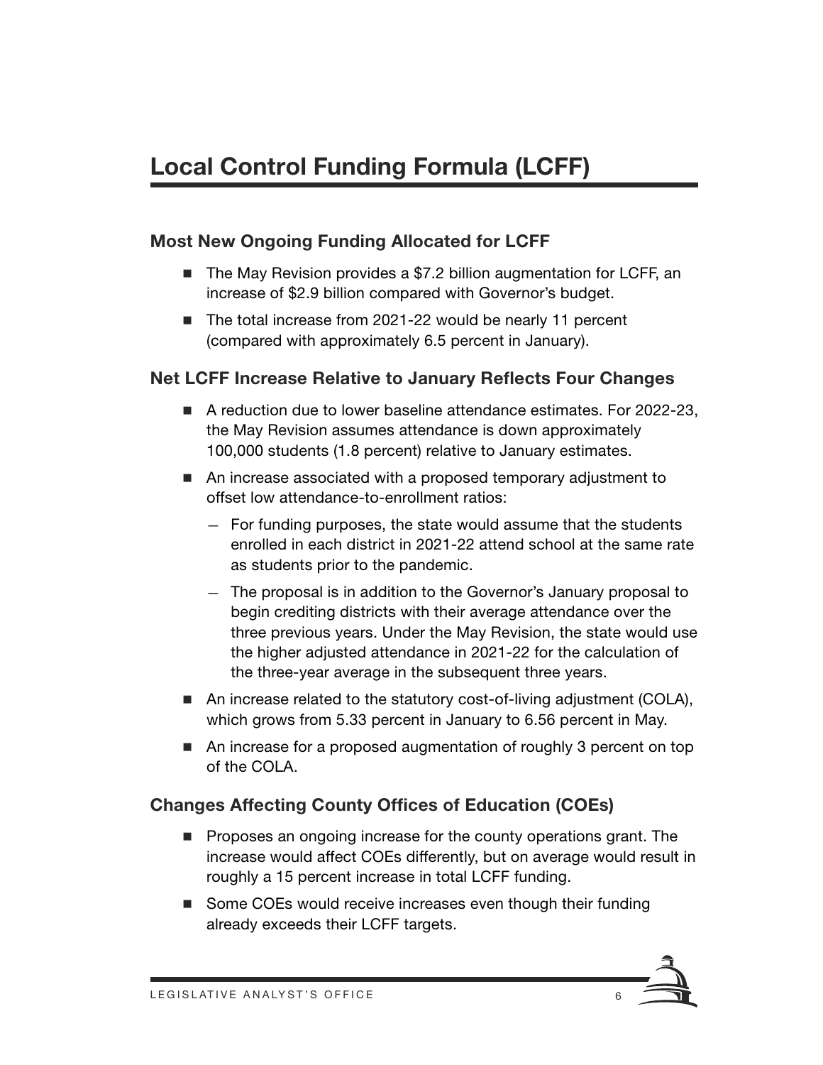# Local Control Funding Formula (LCFF)

### Most New Ongoing Funding Allocated for LCFF

- The May Revision provides a $7.2 billion augmentation for LCFF, an increase of $2.9 billion compared with Governor's budget.
- The total increase from 2021-22 would be nearly 11 percent (compared with approximately 6.5 percent in January).

### Net LCFF Increase Relative to January Reflects Four Changes

- A reduction due to lower baseline attendance estimates. For 2022-23, the May Revision assumes attendance is down approximately 100,000 students (1.8 percent) relative to January estimates.
- An increase associated with a proposed temporary adjustment to offset low attendance-to-enrollment ratios:
  - For funding purposes, the state would assume that the students enrolled in each district in 2021-22 attend school at the same rate as students prior to the pandemic.
  - The proposal is in addition to the Governor's January proposal to begin crediting districts with their average attendance over the three previous years. Under the May Revision, the state would use the higher adjusted attendance in 2021-22 for the calculation of the three-year average in the subsequent three years.
- An increase related to the statutory cost-of-living adjustment (COLA), which grows from 5.33 percent in January to 6.56 percent in May.
- An increase for a proposed augmentation of roughly 3 percent on top of the COLA.

### Changes Affecting County Offices of Education (COEs)

- Proposes an ongoing increase for the county operations grant. The increase would affect COEs differently, but on average would result in roughly a 15 percent increase in total LCFF funding.
- Some COEs would receive increases even though their funding already exceeds their LCFF targets.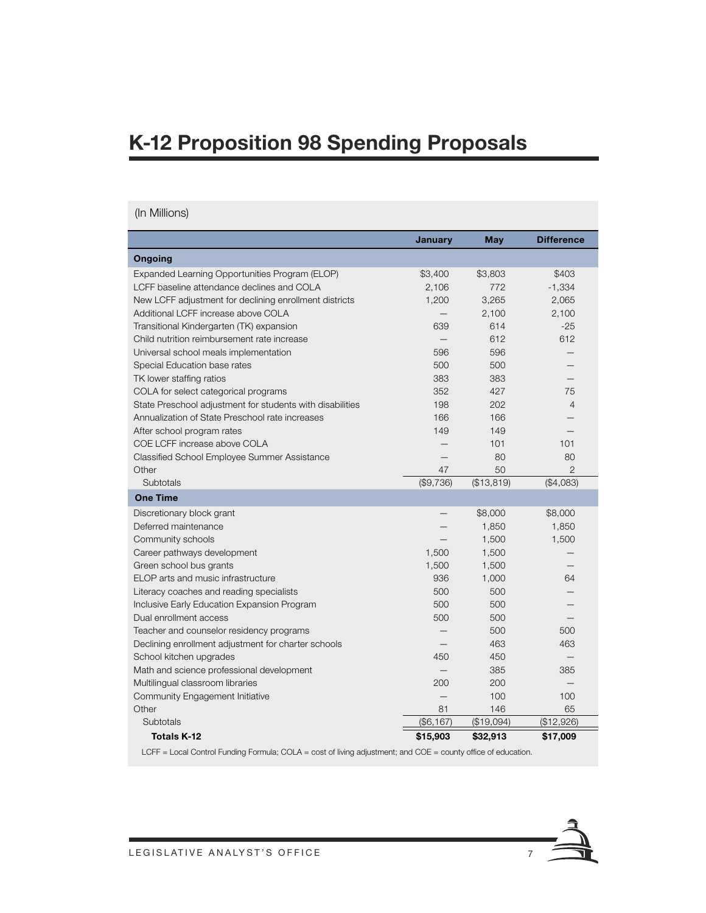# K-12 Proposition 98 Spending Proposals

(In Millions)

| | January | May | Difference |
|---|---|---|---|
| **Ongoing** | | | |
| Expanded Learning Opportunities Program (ELOP) | $3,400 | $3,803 | $403 |
| LCFF baseline attendance declines and COLA | 2,106 | 772 | -1,334 |
| New LCFF adjustment for declining enrollment districts | 1,200 | 3,265 | 2,065 |
| Additional LCFF increase above COLA | — | 2,100 | 2,100 |
| Transitional Kindergarten (TK) expansion | 639 | 614 | -25 |
| Child nutrition reimbursement rate increase | — | 612 | 612 |
| Universal school meals implementation | 596 | 596 | — |
| Special Education base rates | 500 | 500 | — |
| TK lower staffing ratios | 383 | 383 | — |
| COLA for select categorical programs | 352 | 427 | 75 |
| State Preschool adjustment for students with disabilities | 198 | 202 | 4 |
| Annualization of State Preschool rate increases | 166 | 166 | — |
| After school program rates | 149 | 149 | — |
| COE LCFF increase above COLA | — | 101 | 101 |
| Classified School Employee Summer Assistance | — | 80 | 80 |
| Other | 47 | 50 | 2 |
| Subtotals | ($9,736) | ($13,819) | ($4,083) |
| **One Time** | | | |
| Discretionary block grant | — | $8,000 | $8,000 |
| Deferred maintenance | — | 1,850 | 1,850 |
| Community schools | — | 1,500 | 1,500 |
| Career pathways development | 1,500 | 1,500 | — |
| Green school bus grants | 1,500 | 1,500 | — |
| ELOP arts and music infrastructure | 936 | 1,000 | 64 |
| Literacy coaches and reading specialists | 500 | 500 | — |
| Inclusive Early Education Expansion Program | 500 | 500 | — |
| Dual enrollment access | 500 | 500 | — |
| Teacher and counselor residency programs | — | 500 | 500 |
| Declining enrollment adjustment for charter schools | — | 463 | 463 |
| School kitchen upgrades | 450 | 450 | — |
| Math and science professional development | — | 385 | 385 |
| Multilingual classroom libraries | 200 | 200 | — |
| Community Engagement Initiative | — | 100 | 100 |
| Other | 81 | 146 | 65 |
| Subtotals | ($6,167) | ($19,094) | ($12,926) |
| **Totals K-12** | **$15,903** | **$32,913** | **$17,009** |

LCFF = Local Control Funding Formula; COLA = cost of living adjustment; and COE = county office of education.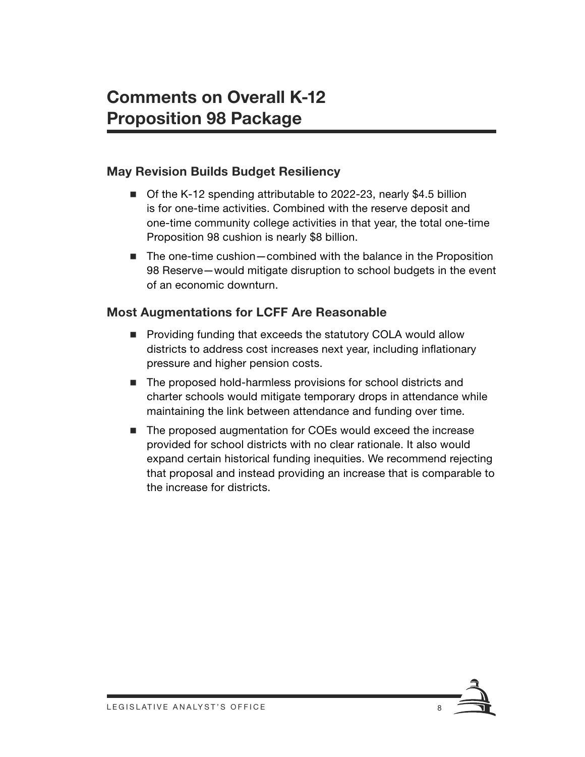# Comments on Overall K-12 Proposition 98 Package

### May Revision Builds Budget Resiliency

- Of the K-12 spending attributable to 2022-23, nearly $4.5 billion is for one-time activities. Combined with the reserve deposit and one-time community college activities in that year, the total one-time Proposition 98 cushion is nearly $8 billion.
- The one-time cushion—combined with the balance in the Proposition 98 Reserve—would mitigate disruption to school budgets in the event of an economic downturn.

### Most Augmentations for LCFF Are Reasonable

- Providing funding that exceeds the statutory COLA would allow districts to address cost increases next year, including inflationary pressure and higher pension costs.
- The proposed hold-harmless provisions for school districts and charter schools would mitigate temporary drops in attendance while maintaining the link between attendance and funding over time.
- The proposed augmentation for COEs would exceed the increase provided for school districts with no clear rationale. It also would expand certain historical funding inequities. We recommend rejecting that proposal and instead providing an increase that is comparable to the increase for districts.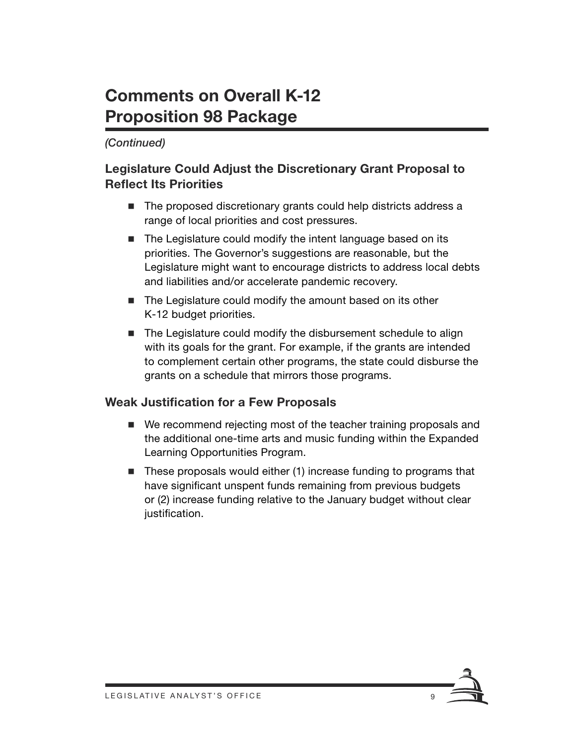# Comments on Overall K-12 Proposition 98 Package

*(Continued)*

### Legislature Could Adjust the Discretionary Grant Proposal to Reflect Its Priorities

- The proposed discretionary grants could help districts address a range of local priorities and cost pressures.
- The Legislature could modify the intent language based on its priorities. The Governor's suggestions are reasonable, but the Legislature might want to encourage districts to address local debts and liabilities and/or accelerate pandemic recovery.
- The Legislature could modify the amount based on its other K-12 budget priorities.
- The Legislature could modify the disbursement schedule to align with its goals for the grant. For example, if the grants are intended to complement certain other programs, the state could disburse the grants on a schedule that mirrors those programs.

### Weak Justification for a Few Proposals

- We recommend rejecting most of the teacher training proposals and the additional one-time arts and music funding within the Expanded Learning Opportunities Program.
- These proposals would either (1) increase funding to programs that have significant unspent funds remaining from previous budgets or (2) increase funding relative to the January budget without clear justification.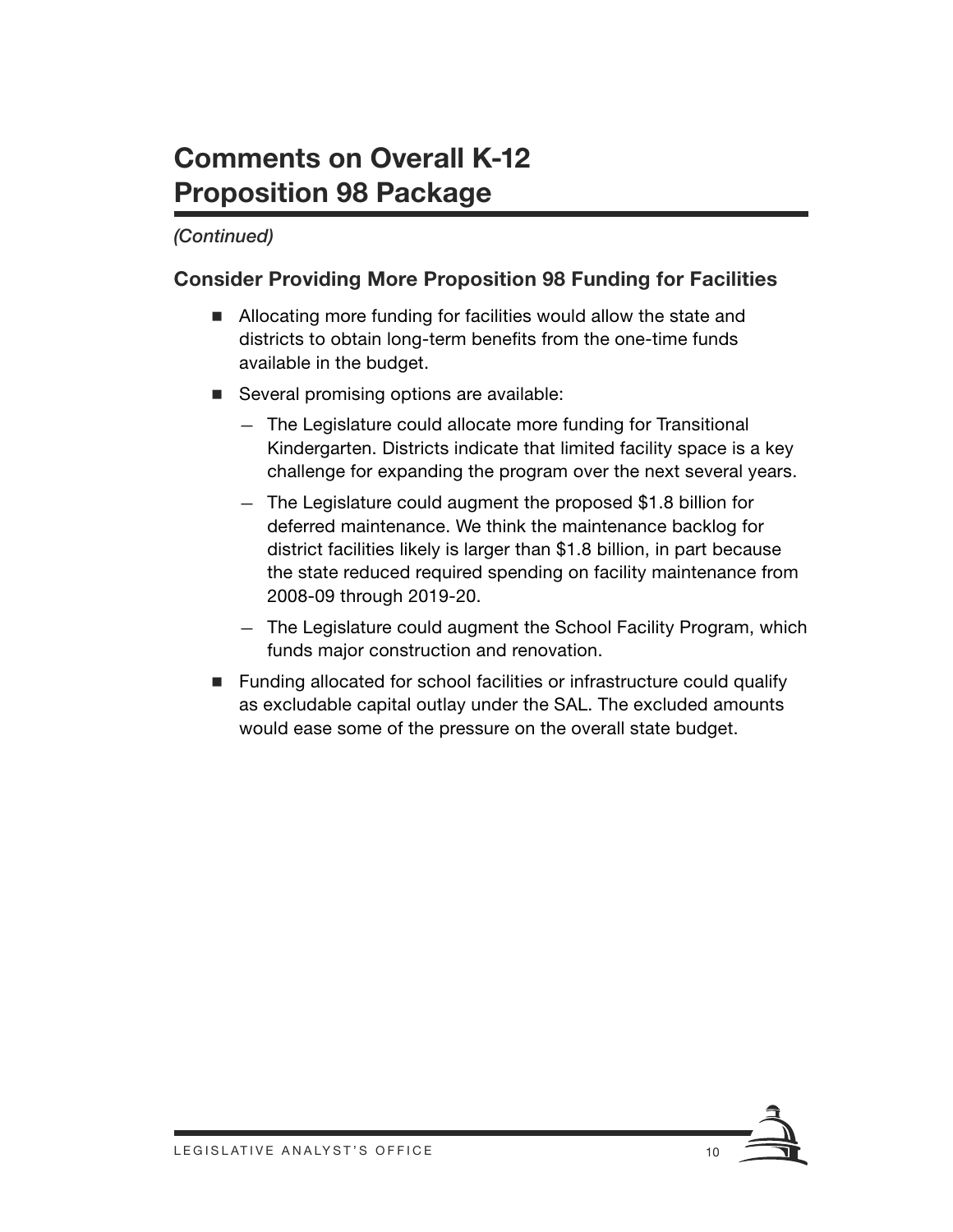# Comments on Overall K-12 Proposition 98 Package

*(Continued)*

### Consider Providing More Proposition 98 Funding for Facilities

- Allocating more funding for facilities would allow the state and districts to obtain long-term benefits from the one-time funds available in the budget.
- Several promising options are available:
  - The Legislature could allocate more funding for Transitional Kindergarten. Districts indicate that limited facility space is a key challenge for expanding the program over the next several years.
  - The Legislature could augment the proposed $1.8 billion for deferred maintenance. We think the maintenance backlog for district facilities likely is larger than $1.8 billion, in part because the state reduced required spending on facility maintenance from 2008-09 through 2019-20.
  - The Legislature could augment the School Facility Program, which funds major construction and renovation.
- Funding allocated for school facilities or infrastructure could qualify as excludable capital outlay under the SAL. The excluded amounts would ease some of the pressure on the overall state budget.